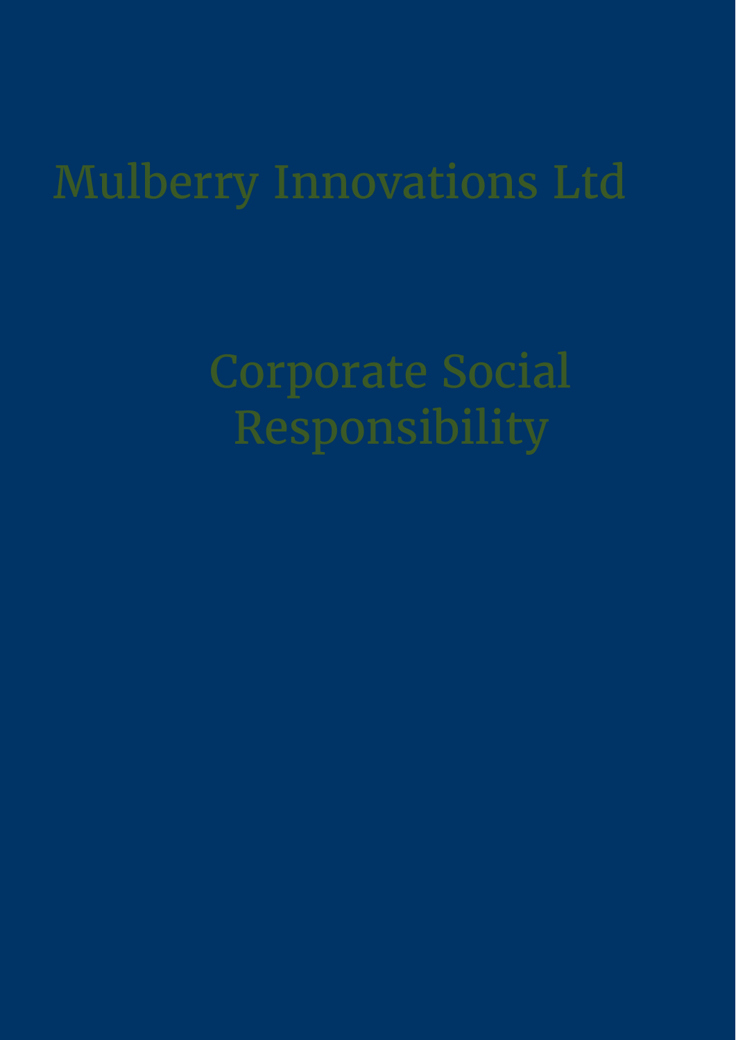# Mulberry Innovations Ltd

## Corporate Social Responsibility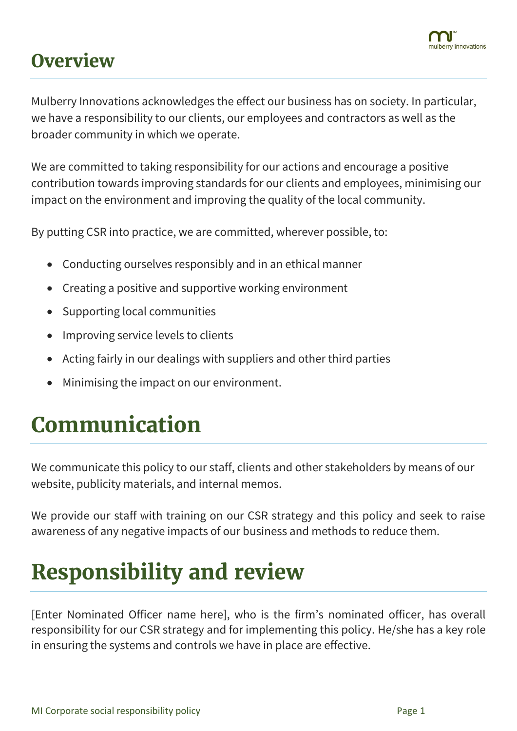# Overview

Mulberry Innovations acknowledges the effect our business has on society. In particular, we have a responsibility to our clients, our employees and contractors as well as the broader community in which we operate.

We are committed to taking responsibility for our actions and encourage a positive contribution towards improving standards for our clients and employees, minimising our impact on the environment and improving the quality of the local community.

By putting CSR into practice, we are committed, wherever possible, to:

- Conducting ourselves responsibly and in an ethical manner
- Creating a positive and supportive working environment
- Supporting local communities
- Improving service levels to clients
- Acting fairly in our dealings with suppliers and other third parties
- Minimising the impact on our environment.

# Communication

We communicate this policy to our staff, clients and other stakeholders by means of our website, publicity materials, and internal memos.

We provide our staff with training on our CSR strategy and this policy and seek to raise awareness of any negative impacts of our business and methods to reduce them.

# Responsibility and review

[Enter Nominated Officer name here], who is the firm's nominated officer, has overall responsibility for our CSR strategy and for implementing this policy. He/she has a key role in ensuring the systems and controls we have in place are effective.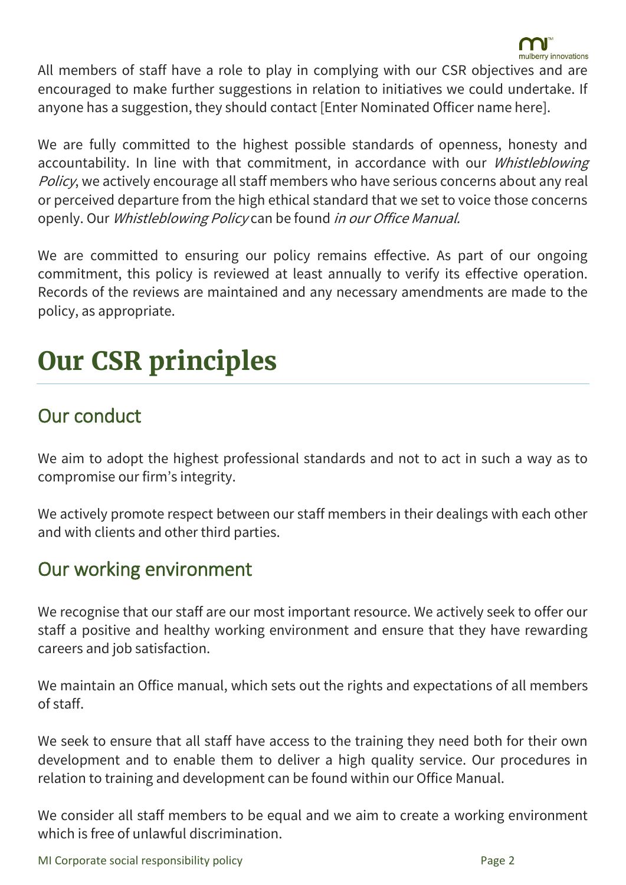All members of staff have a role to play in complying with our CSR objectives and are encouraged to make further suggestions in relation to initiatives we could undertake. If anyone has a suggestion, they should contact [Enter Nominated Officer name here].

We are fully committed to the highest possible standards of openness, honesty and accountability. In line with that commitment, in accordance with our *Whistleblowing Policy*, we actively encourage all staff members who have serious concerns about any real or perceived departure from the high ethical standard that we set to voice those concerns openly. Our *Whistleblowing Policy* can be found *in our Office Manual.*

We are committed to ensuring our policy remains effective. As part of our ongoing commitment, this policy is reviewed at least annually to verify its effective operation. Records of the reviews are maintained and any necessary amendments are made to the policy, as appropriate.

# Our CSR principles

## Our conduct

We aim to adopt the highest professional standards and not to act in such a way as to compromise our firm's integrity.

We actively promote respect between our staff members in their dealings with each other and with clients and other third parties.

## Our working environment

We recognise that our staff are our most important resource. We actively seek to offer our staff a positive and healthy working environment and ensure that they have rewarding careers and job satisfaction.

We maintain an Office manual, which sets out the rights and expectations of all members of staff.

We seek to ensure that all staff have access to the training they need both for their own development and to enable them to deliver a high quality service. Our procedures in relation to training and development can be found within our Office Manual.

We consider all staff members to be equal and we aim to create a working environment which is free of unlawful discrimination.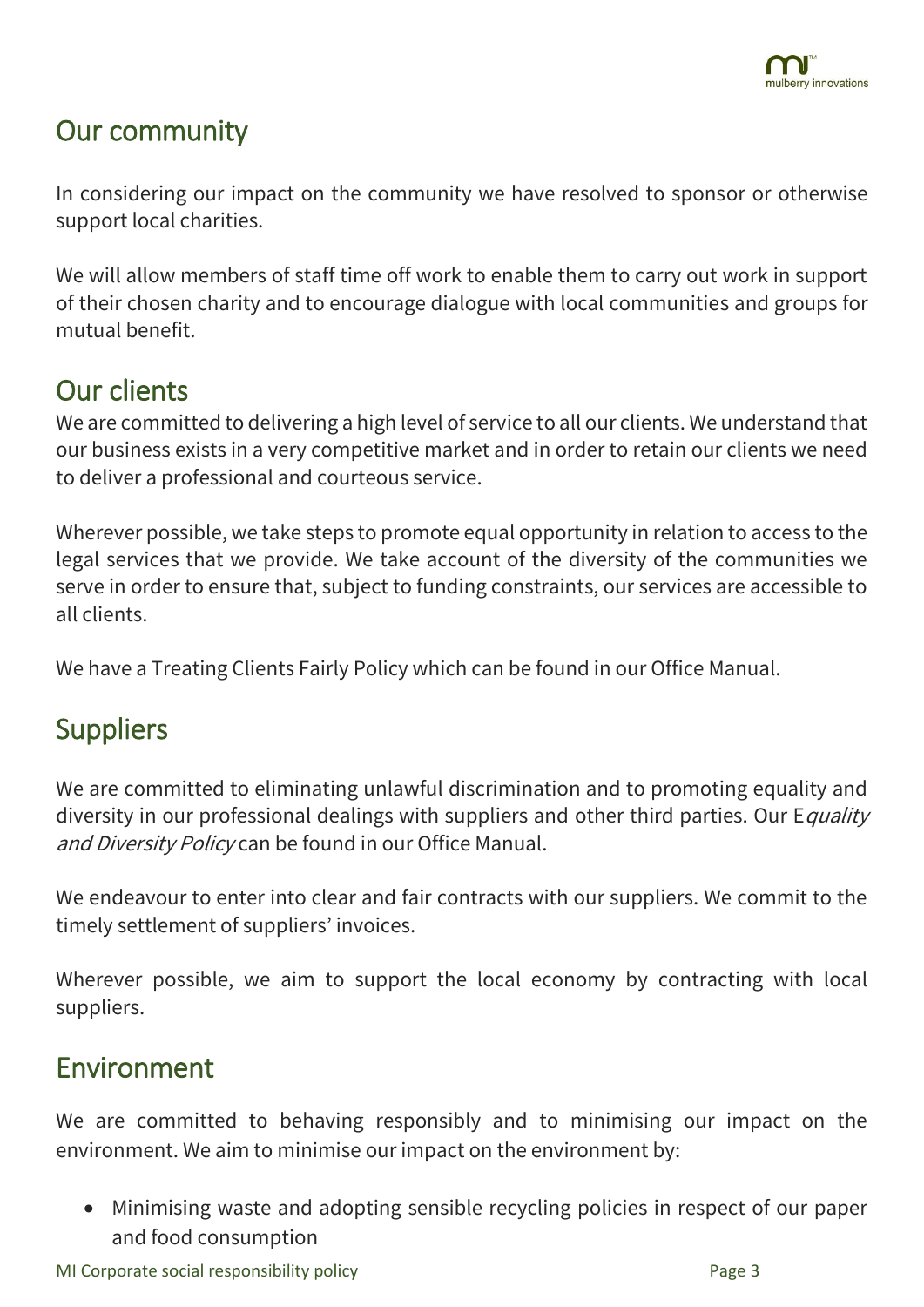## Our community

In considering our impact on the community we have resolved to sponsor or otherwise support local charities.

We will allow members of staff time off work to enable them to carry out work in support of their chosen charity and to encourage dialogue with local communities and groups for mutual benefit.

## Our clients

We are committed to delivering a high level of service to all our clients. We understand that our business exists in a very competitive market and in order to retain our clients we need to deliver a professional and courteous service.

Wherever possible, we take steps to promote equal opportunity in relation to access to the legal services that we provide. We take account of the diversity of the communities we serve in order to ensure that, subject to funding constraints, our services are accessible to all clients.

We have a Treating Clients Fairly Policy which can be found in our Office Manual.

## Suppliers

We are committed to eliminating unlawful discrimination and to promoting equality and diversity in our professional dealings with suppliers and other third parties. Our E*quality and Diversity Policy* can be found in our Office Manual.

We endeavour to enter into clear and fair contracts with our suppliers. We commit to the timely settlement of suppliers' invoices.

Wherever possible, we aim to support the local economy by contracting with local suppliers.

## Environment

We are committed to behaving responsibly and to minimising our impact on the environment. We aim to minimise our impact on the environment by:

- Minimising waste and adopting sensible recycling policies in respect of our paper and food consumption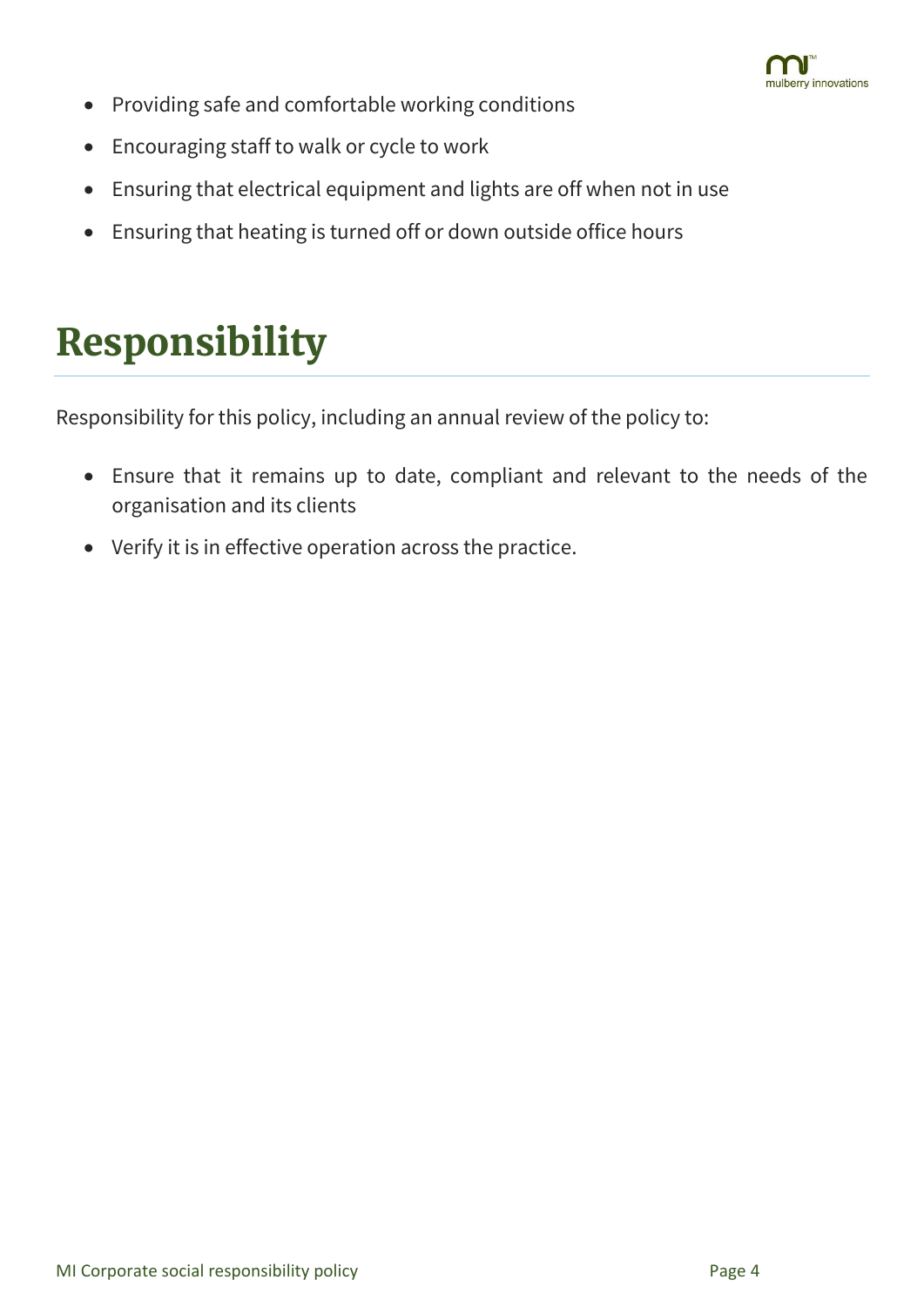- Providing safe and comfortable working conditions
- Encouraging staff to walk or cycle to work
- Ensuring that electrical equipment and lights are off when not in use
- Ensuring that heating is turned off or down outside office hours

# Responsibility

Responsibility for this policy, including an annual review of the policy to:

- Ensure that it remains up to date, compliant and relevant to the needs of the organisation and its clients
- Verify it is in effective operation across the practice.